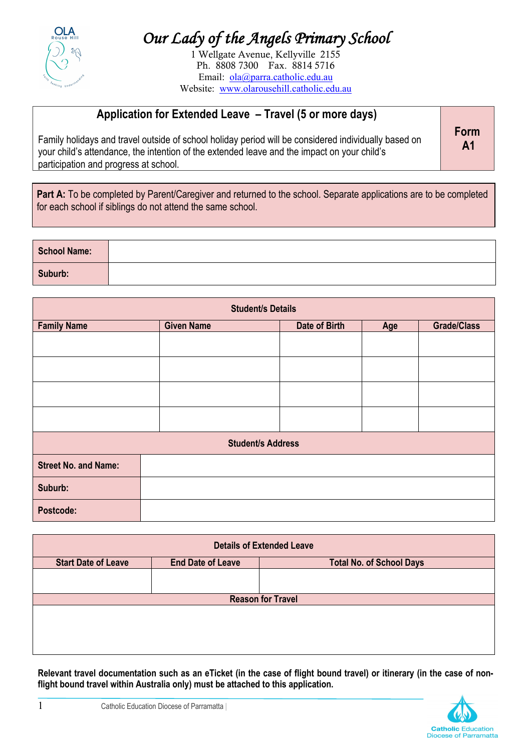# Our Lady of the Angels Primary School

1 Wellgate Avenue, Kellyville 2155
Ph. 8808 7300 Fax. 8814 5716
Email: ola@parra.catholic.edu.au
Website: www.olarousehill.catholic.edu.au

## Application for Extended Leave – Travel (5 or more days)

**Form A1**

Family holidays and travel outside of school holiday period will be considered individually based on your child's attendance, the intention of the extended leave and the impact on your child's participation and progress at school.

**Part A:** To be completed by Parent/Caregiver and returned to the school. Separate applications are to be completed for each school if siblings do not attend the same school.

| **School Name:** | |
|---|---|
| **Suburb:** | |

| **Student/s Details** | | | | |
|---|---|---|---|---|
| **Family Name** | **Given Name** | **Date of Birth** | **Age** | **Grade/Class** |
| | | | | |
| | | | | |
| | | | | |
| | | | | |

| **Student/s Address** | |
|---|---|
| **Street No. and Name:** | |
| **Suburb:** | |
| **Postcode:** | |

| **Details of Extended Leave** | | |
|---|---|---|
| **Start Date of Leave** | **End Date of Leave** | **Total No. of School Days** |
| | | |
| **Reason for Travel** | | |
| | | |

**Relevant travel documentation such as an eTicket (in the case of flight bound travel) or itinerary (in the case of non-flight bound travel within Australia only) must be attached to this application.**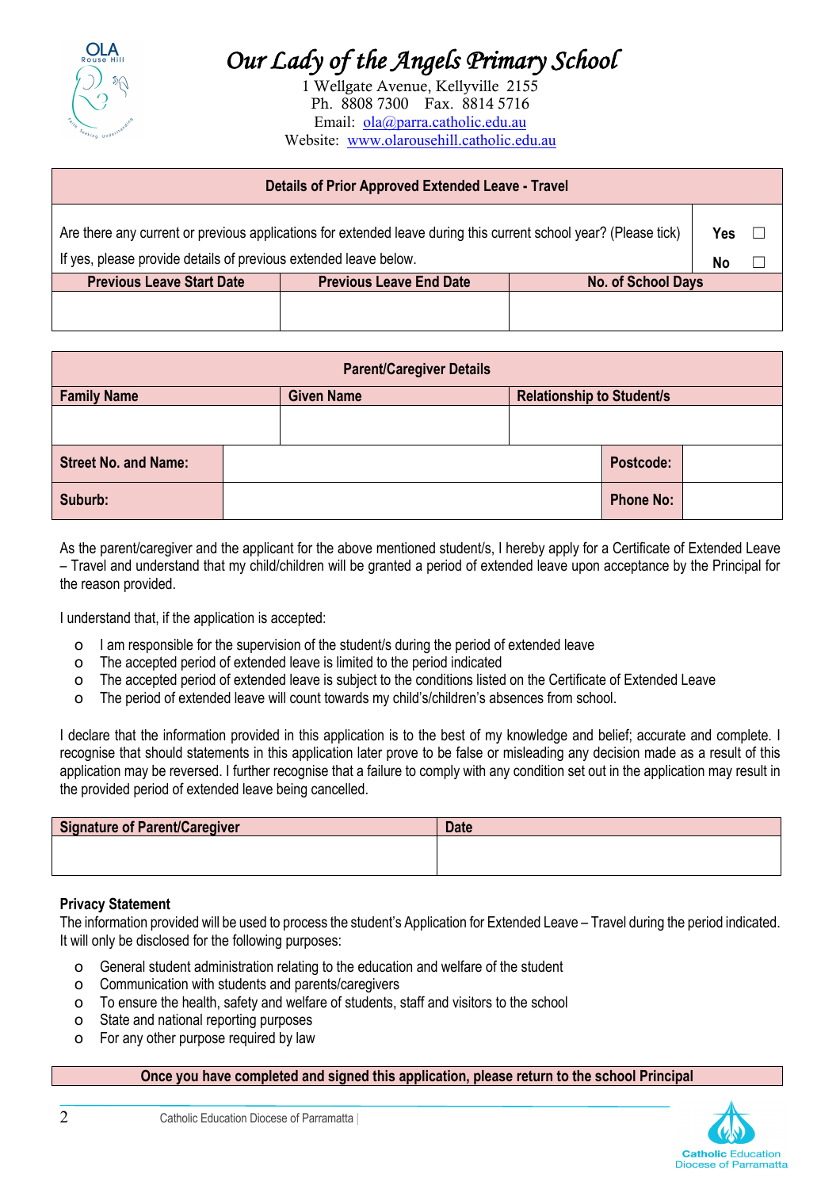# Our Lady of the Angels Primary School

1 Wellgate Avenue, Kellyville 2155
Ph. 8808 7300 Fax. 8814 5716
Email: ola@parra.catholic.edu.au
Website: www.olarousehill.catholic.edu.au

| Details of Prior Approved Extended Leave - Travel | | |
|---|---|---|
| Are there any current or previous applications for extended leave during this current school year? (Please tick) If yes, please provide details of previous extended leave below. | | Yes ☐ No ☐ |
| **Previous Leave Start Date** | **Previous Leave End Date** | **No. of School Days** |
| | | |

| Parent/Caregiver Details | | | |
|---|---|---|---|
| **Family Name** | **Given Name** | **Relationship to Student/s** | |
| | | | |
| **Street No. and Name:** | | **Postcode:** | |
| **Suburb:** | | **Phone No:** | |

As the parent/caregiver and the applicant for the above mentioned student/s, I hereby apply for a Certificate of Extended Leave – Travel and understand that my child/children will be granted a period of extended leave upon acceptance by the Principal for the reason provided.

I understand that, if the application is accepted:

- I am responsible for the supervision of the student/s during the period of extended leave
- The accepted period of extended leave is limited to the period indicated
- The accepted period of extended leave is subject to the conditions listed on the Certificate of Extended Leave
- The period of extended leave will count towards my child's/children's absences from school.

I declare that the information provided in this application is to the best of my knowledge and belief; accurate and complete. I recognise that should statements in this application later prove to be false or misleading any decision made as a result of this application may be reversed. I further recognise that a failure to comply with any condition set out in the application may result in the provided period of extended leave being cancelled.

| Signature of Parent/Caregiver | Date |
|---|---|
| | |

**Privacy Statement**

The information provided will be used to process the student's Application for Extended Leave – Travel during the period indicated. It will only be disclosed for the following purposes:

- General student administration relating to the education and welfare of the student
- Communication with students and parents/caregivers
- To ensure the health, safety and welfare of students, staff and visitors to the school
- State and national reporting purposes
- For any other purpose required by law

**Once you have completed and signed this application, please return to the school Principal**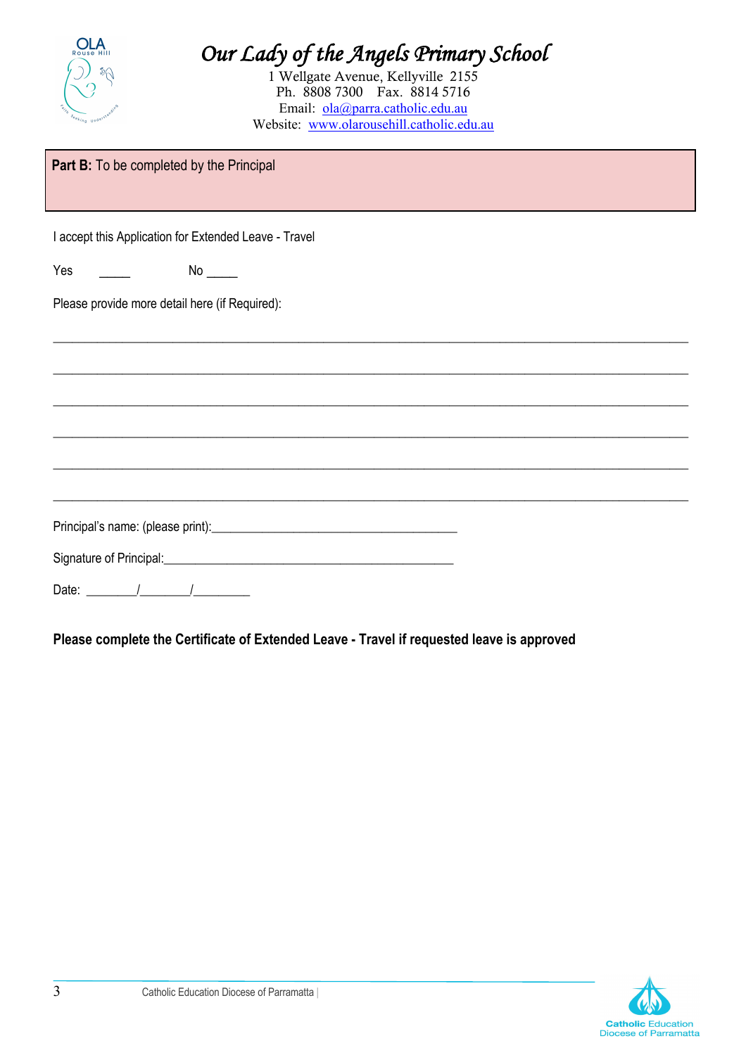# Our Lady of the Angels Primary School

1 Wellgate Avenue, Kellyville 2155
Ph. 8808 7300 Fax. 8814 5716
Email: ola@parra.catholic.edu.au
Website: www.olarousehill.catholic.edu.au

**Part B:** To be completed by the Principal

I accept this Application for Extended Leave - Travel

Yes _____ No _____

Please provide more detail here (if Required):

______________________________________________________________________________

______________________________________________________________________________

______________________________________________________________________________

______________________________________________________________________________

______________________________________________________________________________

______________________________________________________________________________

Principal's name: (please print):_____________________________________

Signature of Principal:_____________________________________________

Date: ________/________/_________

**Please complete the Certificate of Extended Leave - Travel if requested leave is approved**